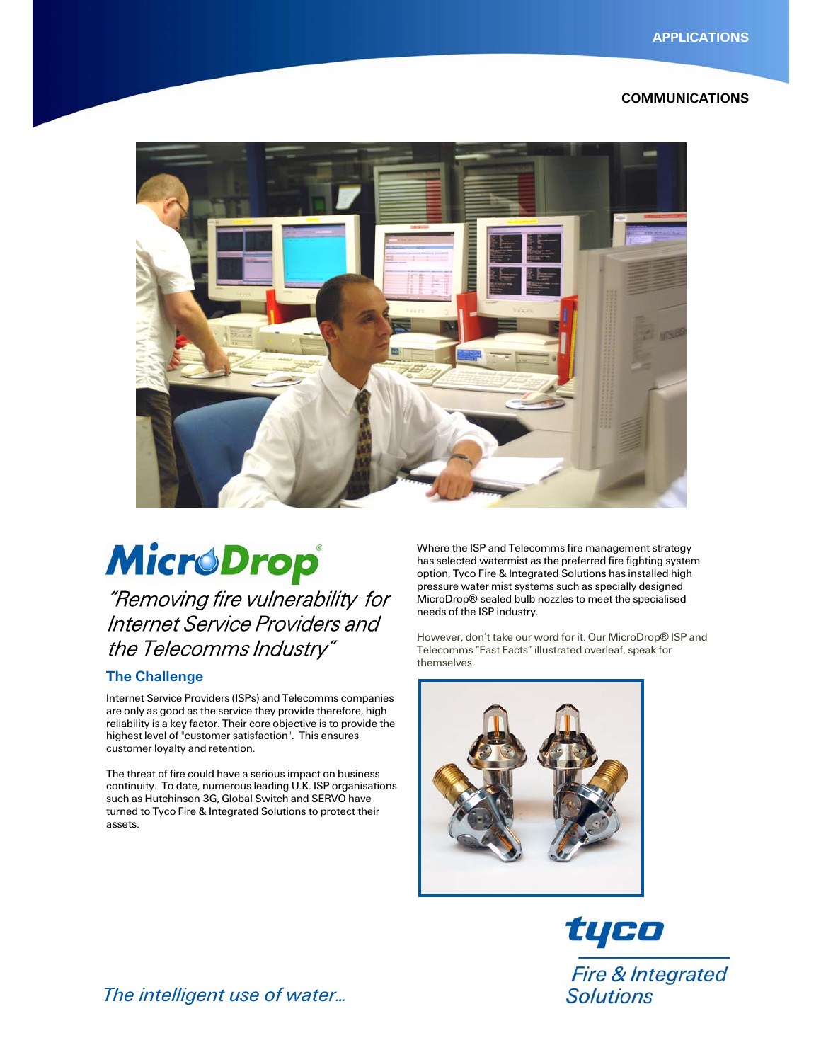APPLICATIONS

COMMUNICATIONS

# MicroDrop®

*"Removing fire vulnerability for Internet Service Providers and the Telecomms Industry"*

## The Challenge

Internet Service Providers (ISPs) and Telecomms companies are only as good as the service they provide therefore, high reliability is a key factor. Their core objective is to provide the highest level of "customer satisfaction". This ensures customer loyalty and retention.

The threat of fire could have a serious impact on business continuity. To date, numerous leading U.K. ISP organisations such as Hutchinson 3G, Global Switch and SERVO have turned to Tyco Fire & Integrated Solutions to protect their assets.

Where the ISP and Telecomms fire management strategy has selected watermist as the preferred fire fighting system option, Tyco Fire & Integrated Solutions has installed high pressure water mist systems such as specially designed MicroDrop® sealed bulb nozzles to meet the specialised needs of the ISP industry.

However, don't take our word for it. Our MicroDrop® ISP and Telecomms "Fast Facts" illustrated overleaf, speak for themselves.

*The intelligent use of water...*

tyco
Fire & Integrated Solutions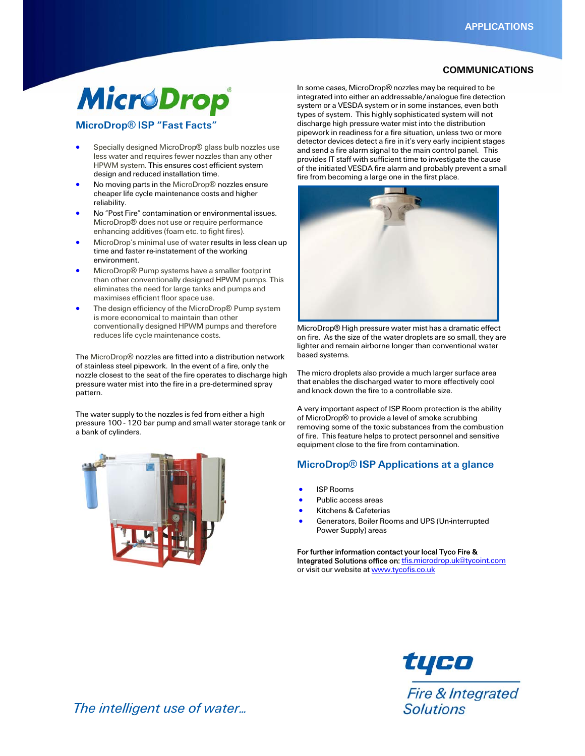## MicroDrop® ISP "Fast Facts"

- Specially designed MicroDrop® glass bulb nozzles use less water and requires fewer nozzles than any other HPWM system. This ensures cost efficient system design and reduced installation time.
- No moving parts in the MicroDrop® nozzles ensure cheaper life cycle maintenance costs and higher reliability.
- No "Post Fire" contamination or environmental issues. MicroDrop® does not use or require performance enhancing additives (foam etc. to fight fires).
- MicroDrop's minimal use of water results in less clean up time and faster re-instatement of the working environment.
- MicroDrop® Pump systems have a smaller footprint than other conventionally designed HPWM pumps. This eliminates the need for large tanks and pumps and maximises efficient floor space use.
- The design efficiency of the MicroDrop® Pump system is more economical to maintain than other conventionally designed HPWM pumps and therefore reduces life cycle maintenance costs.

The MicroDrop® nozzles are fitted into a distribution network of stainless steel pipework. In the event of a fire, only the nozzle closest to the seat of the fire operates to discharge high pressure water mist into the fire in a pre-determined spray pattern.

The water supply to the nozzles is fed from either a high pressure 100 - 120 bar pump and small water storage tank or a bank of cylinders.

## COMMUNICATIONS

In some cases, MicroDrop® nozzles may be required to be integrated into either an addressable/analogue fire detection system or a VESDA system or in some instances, even both types of system. This highly sophisticated system will not discharge high pressure water mist into the distribution pipework in readiness for a fire situation, unless two or more detector devices detect a fire in it's very early incipient stages and send a fire alarm signal to the main control panel. This provides IT staff with sufficient time to investigate the cause of the initiated VESDA fire alarm and probably prevent a small fire from becoming a large one in the first place.

MicroDrop® High pressure water mist has a dramatic effect on fire. As the size of the water droplets are so small, they are lighter and remain airborne longer than conventional water based systems.

The micro droplets also provide a much larger surface area that enables the discharged water to more effectively cool and knock down the fire to a controllable size.

A very important aspect of ISP Room protection is the ability of MicroDrop® to provide a level of smoke scrubbing removing some of the toxic substances from the combustion of fire. This feature helps to protect personnel and sensitive equipment close to the fire from contamination.

## MicroDrop® ISP Applications at a glance

- ISP Rooms
- Public access areas
- Kitchens & Cafeterias
- Generators, Boiler Rooms and UPS (Un-interrupted Power Supply) areas

**For further information contact your local Tyco Fire & Integrated Solutions office on:** tfis.microdrop.uk@tycoint.com or visit our website at www.tycofis.co.uk

*The intelligent use of water...*